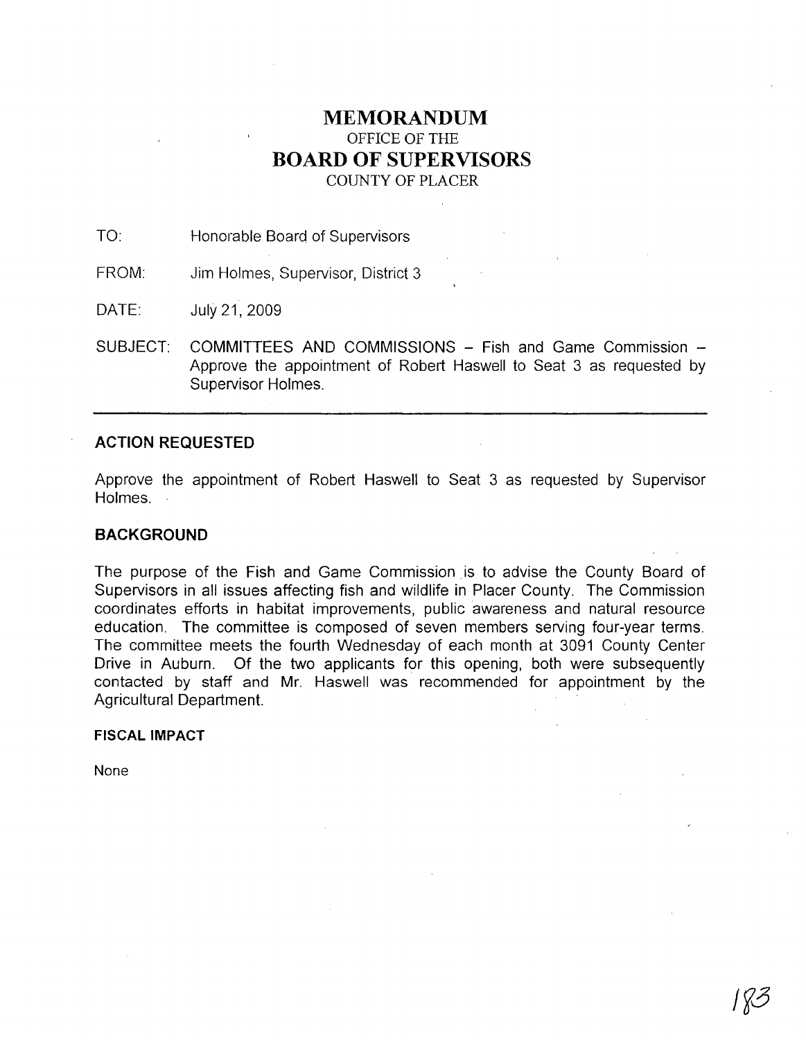# MEMORANDUM

OFFICE OF THE

## BOARD OF SUPERVISORS

COUNTY OF PLACER

TO: Honorable Board of Supervisors

FROM: Jim Holmes, Supervisor, District 3

DATE: July 21, 2009

SUBJECT: COMMITTEES AND COMMISSIONS – Fish and Game Commission – Approve the appointment of Robert Haswell to Seat 3 as requested by Supervisor Holmes.

---

### ACTION REQUESTED

Approve the appointment of Robert Haswell to Seat 3 as requested by Supervisor Holmes.

### BACKGROUND

The purpose of the Fish and Game Commission is to advise the County Board of Supervisors in all issues affecting fish and wildlife in Placer County. The Commission coordinates efforts in habitat improvements, public awareness and natural resource education. The committee is composed of seven members serving four-year terms. The committee meets the fourth Wednesday of each month at 3091 County Center Drive in Auburn. Of the two applicants for this opening, both were subsequently contacted by staff and Mr. Haswell was recommended for appointment by the Agricultural Department.

#### FISCAL IMPACT

None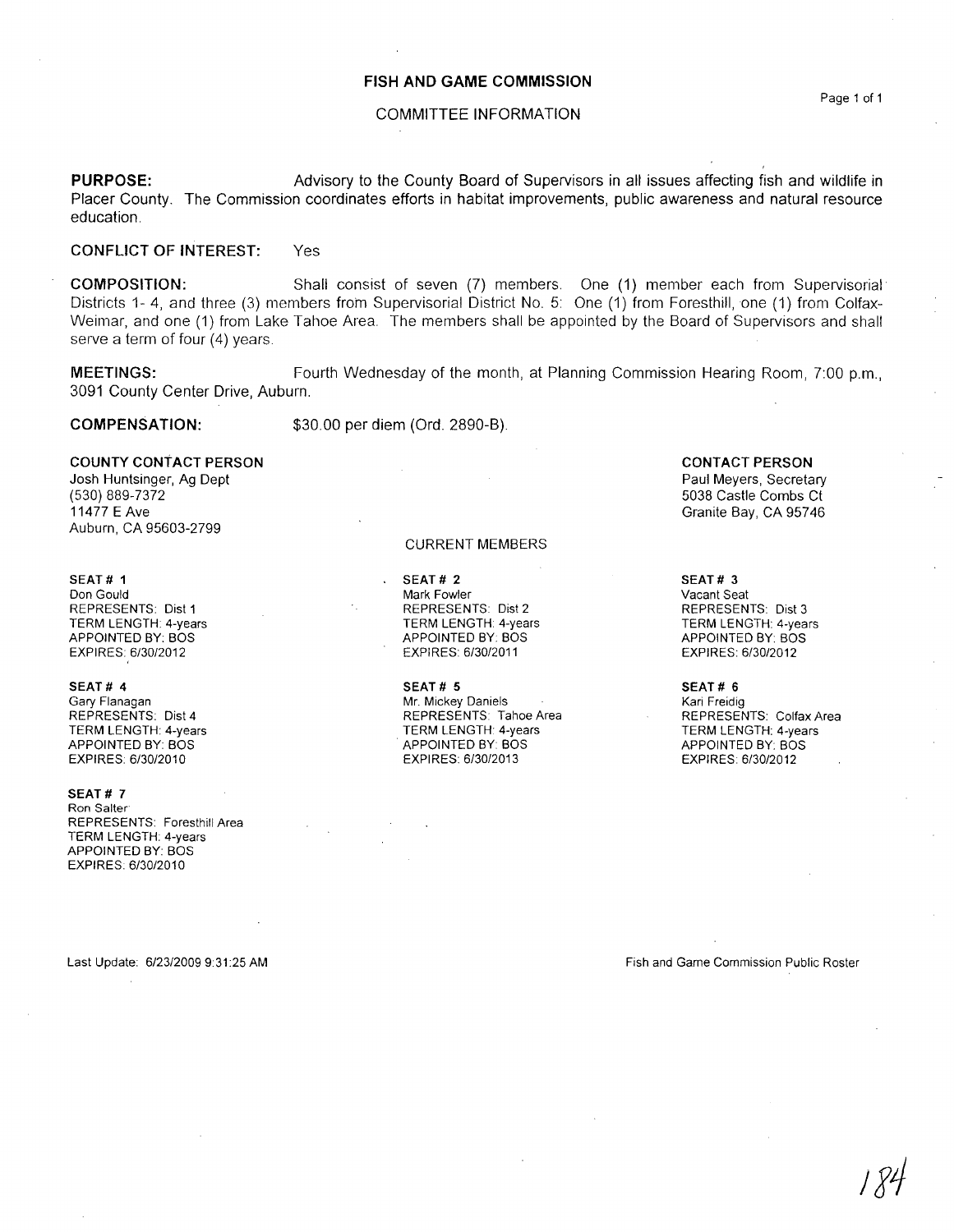# FISH AND GAME COMMISSION

## COMMITTEE INFORMATION

**PURPOSE:** Advisory to the County Board of Supervisors in all issues affecting fish and wildlife in Placer County. The Commission coordinates efforts in habitat improvements, public awareness and natural resource education.

**CONFLICT OF INTEREST:** Yes

**COMPOSITION:** Shall consist of seven (7) members. One (1) member each from Supervisorial Districts 1- 4, and three (3) members from Supervisorial District No. 5: One (1) from Foresthill, one (1) from Colfax-Weimar, and one (1) from Lake Tahoe Area. The members shall be appointed by the Board of Supervisors and shall serve a term of four (4) years.

**MEETINGS:** Fourth Wednesday of the month, at Planning Commission Hearing Room, 7:00 p.m., 3091 County Center Drive, Auburn.

**COMPENSATION:** $30.00 per diem (Ord. 2890-B).

**COUNTY CONTACT PERSON**
Josh Huntsinger, Ag Dept
(530) 889-7372
11477 E Ave
Auburn, CA 95603-2799

**CONTACT PERSON**
Paul Meyers, Secretary
5038 Castle Combs Ct
Granite Bay, CA 95746

### CURRENT MEMBERS

**SEAT # 1**
Don Gould
REPRESENTS: Dist 1
TERM LENGTH: 4-years
APPOINTED BY: BOS
EXPIRES: 6/30/2012

**SEAT # 2**
Mark Fowler
REPRESENTS: Dist 2
TERM LENGTH: 4-years
APPOINTED BY: BOS
EXPIRES: 6/30/2011

**SEAT # 3**
Vacant Seat
REPRESENTS: Dist 3
TERM LENGTH: 4-years
APPOINTED BY: BOS
EXPIRES: 6/30/2012

**SEAT # 4**
Gary Flanagan
REPRESENTS: Dist 4
TERM LENGTH: 4-years
APPOINTED BY: BOS
EXPIRES: 6/30/2010

**SEAT # 5**
Mr. Mickey Daniels
REPRESENTS: Tahoe Area
TERM LENGTH: 4-years
APPOINTED BY: BOS
EXPIRES: 6/30/2013

**SEAT # 6**
Kari Freidig
REPRESENTS: Colfax Area
TERM LENGTH: 4-years
APPOINTED BY: BOS
EXPIRES: 6/30/2012

**SEAT # 7**
Ron Salter
REPRESENTS: Foresthill Area
TERM LENGTH: 4-years
APPOINTED BY: BOS
EXPIRES: 6/30/2010

Last Update: 6/23/2009 9:31:25 AM

Fish and Game Commission Public Roster